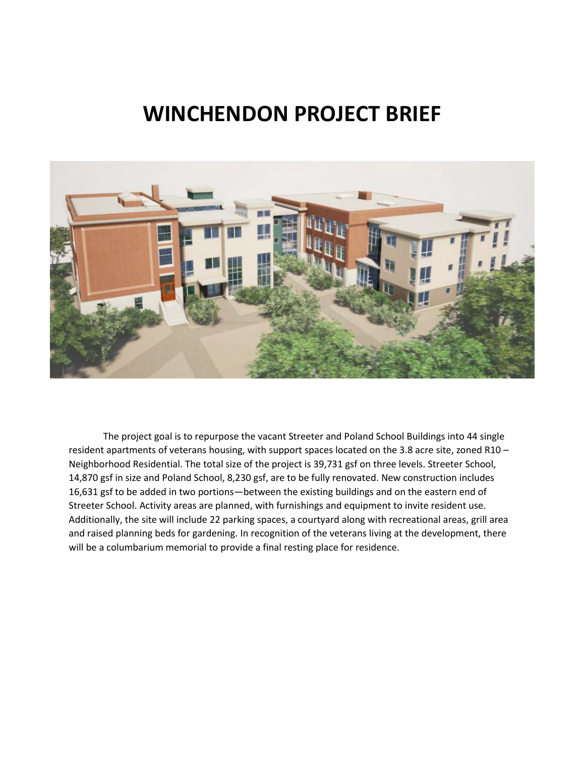# WINCHENDON PROJECT BRIEF

The project goal is to repurpose the vacant Streeter and Poland School Buildings into 44 single resident apartments of veterans housing, with support spaces located on the 3.8 acre site, zoned R10 – Neighborhood Residential. The total size of the project is 39,731 gsf on three levels. Streeter School, 14,870 gsf in size and Poland School, 8,230 gsf, are to be fully renovated. New construction includes 16,631 gsf to be added in two portions—between the existing buildings and on the eastern end of Streeter School. Activity areas are planned, with furnishings and equipment to invite resident use. Additionally, the site will include 22 parking spaces, a courtyard along with recreational areas, grill area and raised planning beds for gardening. In recognition of the veterans living at the development, there will be a columbarium memorial to provide a final resting place for residence.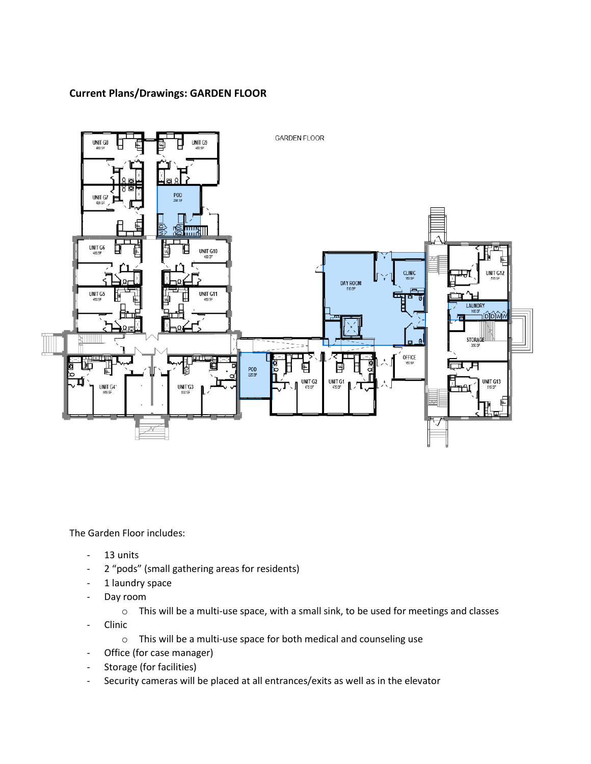**Current Plans/Drawings: GARDEN FLOOR**

The Garden Floor includes:

- 13 units
- 2 "pods" (small gathering areas for residents)
- 1 laundry space
- Day room
    - This will be a multi-use space, with a small sink, to be used for meetings and classes
- Clinic
    - This will be a multi-use space for both medical and counseling use
- Office (for case manager)
- Storage (for facilities)
- Security cameras will be placed at all entrances/exits as well as in the elevator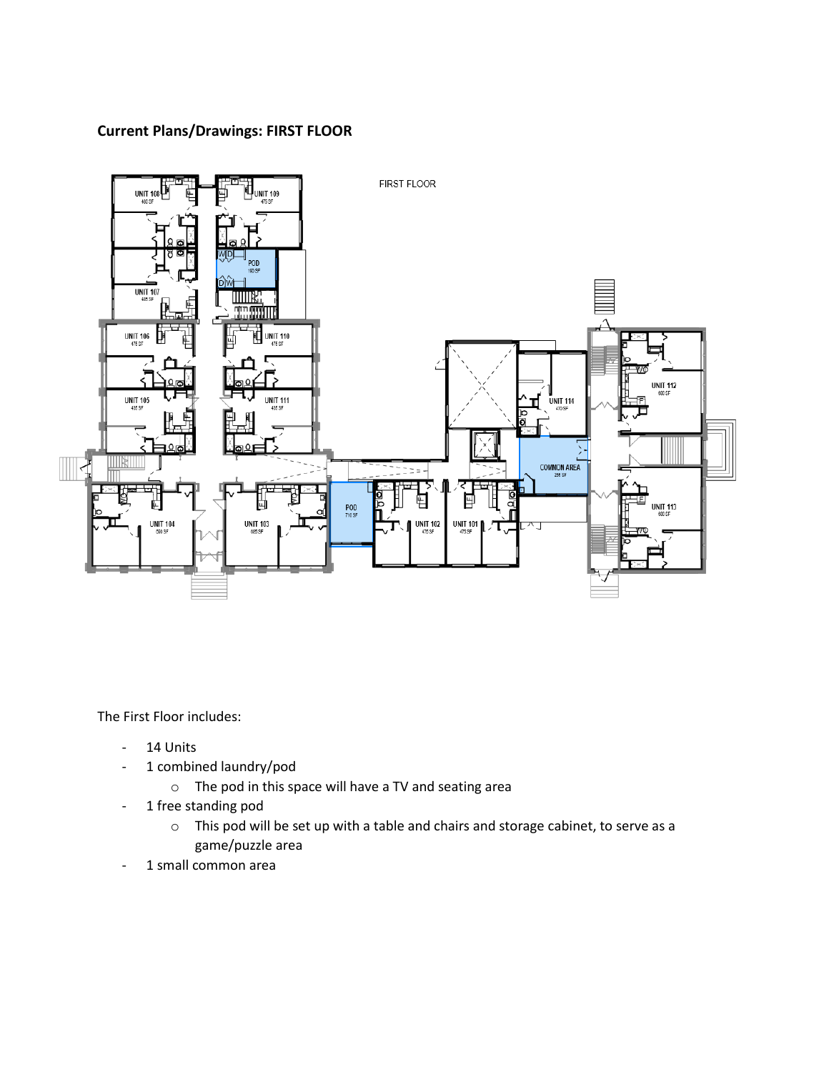**Current Plans/Drawings: FIRST FLOOR**

The First Floor includes:

- 14 Units
- 1 combined laundry/pod
    - The pod in this space will have a TV and seating area
- 1 free standing pod
    - This pod will be set up with a table and chairs and storage cabinet, to serve as a game/puzzle area
- 1 small common area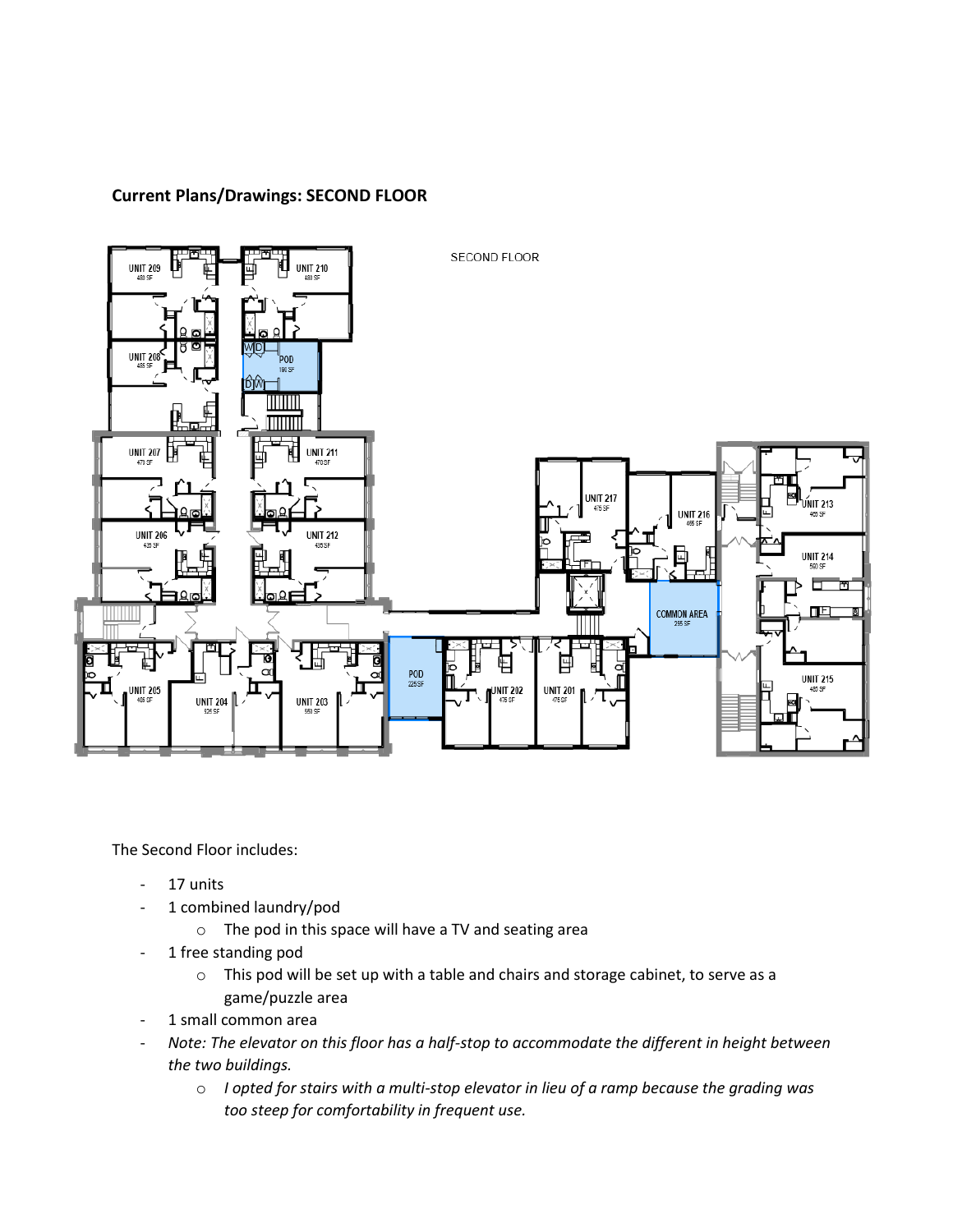**Current Plans/Drawings: SECOND FLOOR**

SECOND FLOOR

UNIT 209
480 SF

UNIT 210
480 SF

UNIT 208
485 SF

W D

POD
190 SF

D W

UNIT 207
470 SF

UNIT 211
470 SF

UNIT 206
435 SF

UNIT 212
435 SF

UNIT 217
475 SF

UNIT 216
465 SF

UNIT 213
465 SF

UNIT 214
560 SF

COMMON AREA
255 SF

UNIT 205
465 SF

UNIT 204
525 SF

UNIT 203
550 SF

POD
225SF

UNIT 202
475 SF

UNIT 201
475 SF

UNIT 215
485 SF

The Second Floor includes:

- 17 units
- 1 combined laundry/pod
  - o The pod in this space will have a TV and seating area
- 1 free standing pod
  - o This pod will be set up with a table and chairs and storage cabinet, to serve as a game/puzzle area
- 1 small common area
- *Note: The elevator on this floor has a half-stop to accommodate the different in height between the two buildings.*
  - o *I opted for stairs with a multi-stop elevator in lieu of a ramp because the grading was too steep for comfortability in frequent use.*